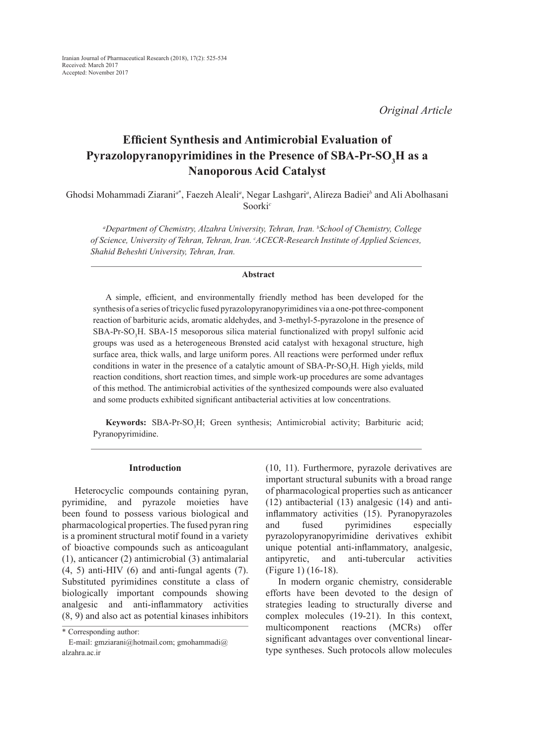Iranian Journal of Pharmaceutical Research (2018), 17(2): 525-534
Received: March 2017
Accepted: November 2017

*Original Article*

# Efficient Synthesis and Antimicrobial Evaluation of Pyrazolopyranopyrimidines in the Presence of SBA-Pr-$SO_3$H as a Nanoporous Acid Catalyst

Ghodsi Mohammadi Ziarani[a*], Faezeh Aleali[a], Negar Lashgari[a], Alireza Badiei[b] and Ali Abolhasani Soorki[c]

*[a]Department of Chemistry, Alzahra University, Tehran, Iran. [b]School of Chemistry, College of Science, University of Tehran, Tehran, Iran. [c]ACECR-Research Institute of Applied Sciences, Shahid Beheshti University, Tehran, Iran.*

## Abstract

A simple, efficient, and environmentally friendly method has been developed for the synthesis of a series of tricyclic fused pyrazolopyranopyrimidines via a one-pot three-component reaction of barbituric acids, aromatic aldehydes, and 3-methyl-5-pyrazolone in the presence of SBA-Pr-$SO_3$H. SBA-15 mesoporous silica material functionalized with propyl sulfonic acid groups was used as a heterogeneous Brønsted acid catalyst with hexagonal structure, high surface area, thick walls, and large uniform pores. All reactions were performed under reflux conditions in water in the presence of a catalytic amount of SBA-Pr-$SO_3$H. High yields, mild reaction conditions, short reaction times, and simple work-up procedures are some advantages of this method. The antimicrobial activities of the synthesized compounds were also evaluated and some products exhibited significant antibacterial activities at low concentrations.

**Keywords:** SBA-Pr-$SO_3$H; Green synthesis; Antimicrobial activity; Barbituric acid; Pyranopyrimidine.

## Introduction

Heterocyclic compounds containing pyran, pyrimidine, and pyrazole moieties have been found to possess various biological and pharmacological properties. The fused pyran ring is a prominent structural motif found in a variety of bioactive compounds such as anticoagulant (1), anticancer (2) antimicrobial (3) antimalarial (4, 5) anti-HIV (6) and anti-fungal agents (7). Substituted pyrimidines constitute a class of biologically important compounds showing analgesic and anti-inflammatory activities (8, 9) and also act as potential kinases inhibitors (10, 11). Furthermore, pyrazole derivatives are important structural subunits with a broad range of pharmacological properties such as anticancer (12) antibacterial (13) analgesic (14) and anti-inflammatory activities (15). Pyranopyrazoles and fused pyrimidines especially pyrazolopyranopyrimidine derivatives exhibit unique potential anti-inflammatory, analgesic, antipyretic, and anti-tubercular activities (Figure 1) (16-18).

In modern organic chemistry, considerable efforts have been devoted to the design of strategies leading to structurally diverse and complex molecules (19-21). In this context, multicomponent reactions (MCRs) offer significant advantages over conventional linear-type syntheses. Such protocols allow molecules

\* Corresponding author:
E-mail: gmziarani@hotmail.com; gmohammadi@alzahra.ac.ir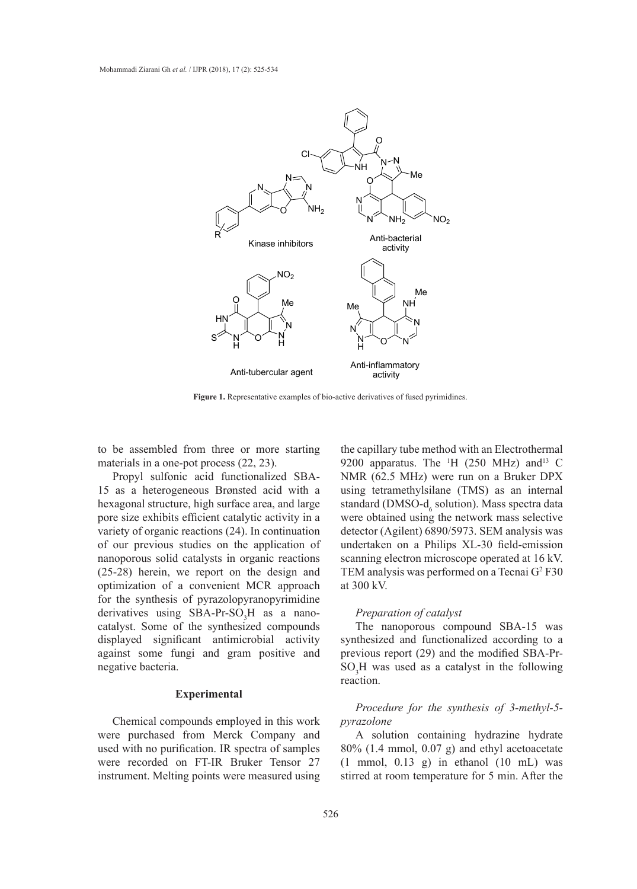**Figure 1.** Representative examples of bio-active derivatives of fused pyrimidines.

to be assembled from three or more starting materials in a one-pot process (22, 23).

Propyl sulfonic acid functionalized SBA-15 as a heterogeneous Brønsted acid with a hexagonal structure, high surface area, and large pore size exhibits efficient catalytic activity in a variety of organic reactions (24). In continuation of our previous studies on the application of nanoporous solid catalysts in organic reactions (25-28) herein, we report on the design and optimization of a convenient MCR approach for the synthesis of pyrazolopyranopyrimidine derivatives using SBA-Pr-$SO_3$H as a nano-catalyst. Some of the synthesized compounds displayed significant antimicrobial activity against some fungi and gram positive and negative bacteria.

## Experimental

Chemical compounds employed in this work were purchased from Merck Company and used with no purification. IR spectra of samples were recorded on FT-IR Bruker Tensor 27 instrument. Melting points were measured using the capillary tube method with an Electrothermal 9200 apparatus. The $^{1}$H (250 MHz) and $^{13}$C NMR (62.5 MHz) were run on a Bruker DPX using tetramethylsilane (TMS) as an internal standard (DMSO-$d_6$ solution). Mass spectra data were obtained using the network mass selective detector (Agilent) 6890/5973. SEM analysis was undertaken on a Philips XL-30 field-emission scanning electron microscope operated at 16 kV. TEM analysis was performed on a Tecnai $G^2$ F30 at 300 kV.

### *Preparation of catalyst*

The nanoporous compound SBA-15 was synthesized and functionalized according to a previous report (29) and the modified SBA-Pr-$SO_3$H was used as a catalyst in the following reaction.

### *Procedure for the synthesis of 3-methyl-5-pyrazolone*

A solution containing hydrazine hydrate 80% (1.4 mmol, 0.07 g) and ethyl acetoacetate (1 mmol, 0.13 g) in ethanol (10 mL) was stirred at room temperature for 5 min. After the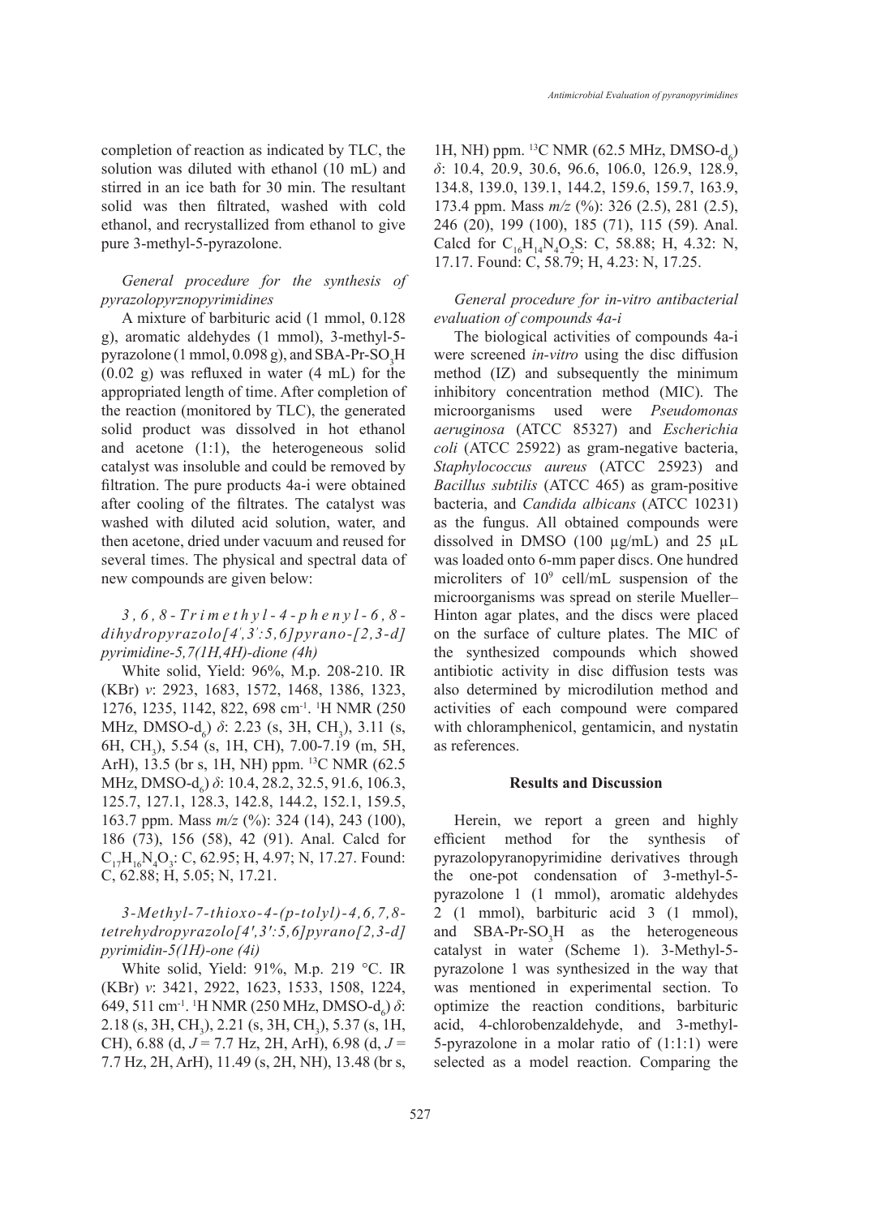completion of reaction as indicated by TLC, the solution was diluted with ethanol (10 mL) and stirred in an ice bath for 30 min. The resultant solid was then filtrated, washed with cold ethanol, and recrystallized from ethanol to give pure 3-methyl-5-pyrazolone.

*General procedure for the synthesis of pyrazolopyrznopyrimidines*

A mixture of barbituric acid (1 mmol, 0.128 g), aromatic aldehydes (1 mmol), 3-methyl-5-pyrazolone (1 mmol, 0.098 g), and SBA-Pr-$SO_3H$ (0.02 g) was refluxed in water (4 mL) for the appropriated length of time. After completion of the reaction (monitored by TLC), the generated solid product was dissolved in hot ethanol and acetone (1:1), the heterogeneous solid catalyst was insoluble and could be removed by filtration. The pure products 4a-i were obtained after cooling of the filtrates. The catalyst was washed with diluted acid solution, water, and then acetone, dried under vacuum and reused for several times. The physical and spectral data of new compounds are given below:

*3,6,8-Trimethyl-4-phenyl-6,8-dihydropyrazolo[4',3':5,6]pyrano-[2,3-d]pyrimidine-5,7(1H,4H)-dione (4h)*

White solid, Yield: 96%, M.p. 208-210. IR (KBr) *v*: 2923, 1683, 1572, 1468, 1386, 1323, 1276, 1235, 1142, 822, 698 $cm^{-1}$. $^1H$ NMR (250 MHz, DMSO-$d_6$) $\delta$: 2.23 (s, 3H, $CH_3$), 3.11 (s, 6H, $CH_3$), 5.54 (s, 1H, CH), 7.00-7.19 (m, 5H, ArH), 13.5 (br s, 1H, NH) ppm. $^{13}C$ NMR (62.5 MHz, DMSO-$d_6$) $\delta$: 10.4, 28.2, 32.5, 91.6, 106.3, 125.7, 127.1, 128.3, 142.8, 144.2, 152.1, 159.5, 163.7 ppm. Mass *m/z* (%): 324 (14), 243 (100), 186 (73), 156 (58), 42 (91). Anal. Calcd for $C_{17}H_{16}N_4O_3$: C, 62.95; H, 4.97; N, 17.27. Found: C, 62.88; H, 5.05; N, 17.21.

*3-Methyl-7-thioxo-4-(p-tolyl)-4,6,7,8-tetrehydropyrazolo[4′,3′:5,6]pyrano[2,3-d]pyrimidin-5(1H)-one (4i)*

White solid, Yield: 91%, M.p. 219 °C. IR (KBr) *v*: 3421, 2922, 1623, 1533, 1508, 1224, 649, 511 $cm^{-1}$. $^1H$ NMR (250 MHz, DMSO-$d_6$) $\delta$: 2.18 (s, 3H, $CH_3$), 2.21 (s, 3H, $CH_3$), 5.37 (s, 1H, CH), 6.88 (d, $J$ = 7.7 Hz, 2H, ArH), 6.98 (d, $J$ = 7.7 Hz, 2H, ArH), 11.49 (s, 2H, NH), 13.48 (br s, 1H, NH) ppm. $^{13}C$ NMR (62.5 MHz, DMSO-$d_6$) $\delta$: 10.4, 20.9, 30.6, 96.6, 106.0, 126.9, 128.9, 134.8, 139.0, 139.1, 144.2, 159.6, 159.7, 163.9, 173.4 ppm. Mass *m/z* (%): 326 (2.5), 281 (2.5), 246 (20), 199 (100), 185 (71), 115 (59). Anal. Calcd for $C_{16}H_{14}N_4O_2S$: C, 58.88; H, 4.32: N, 17.17. Found: C, 58.79; H, 4.23: N, 17.25.

*General procedure for in-vitro antibacterial evaluation of compounds 4a-i*

The biological activities of compounds 4a-i were screened *in-vitro* using the disc diffusion method (IZ) and subsequently the minimum inhibitory concentration method (MIC). The microorganisms used were *Pseudomonas aeruginosa* (ATCC 85327) and *Escherichia coli* (ATCC 25922) as gram-negative bacteria, *Staphylococcus aureus* (ATCC 25923) and *Bacillus subtilis* (ATCC 465) as gram-positive bacteria, and *Candida albicans* (ATCC 10231) as the fungus. All obtained compounds were dissolved in DMSO (100 µg/mL) and 25 µL was loaded onto 6-mm paper discs. One hundred microliters of $10^9$ cell/mL suspension of the microorganisms was spread on sterile Mueller–Hinton agar plates, and the discs were placed on the surface of culture plates. The MIC of the synthesized compounds which showed antibiotic activity in disc diffusion tests was also determined by microdilution method and activities of each compound were compared with chloramphenicol, gentamicin, and nystatin as references.

## Results and Discussion

Herein, we report a green and highly efficient method for the synthesis of pyrazolopyranopyrimidine derivatives through the one-pot condensation of 3-methyl-5-pyrazolone 1 (1 mmol), aromatic aldehydes 2 (1 mmol), barbituric acid 3 (1 mmol), and SBA-Pr-$SO_3H$ as the heterogeneous catalyst in water (Scheme 1). 3-Methyl-5-pyrazolone 1 was synthesized in the way that was mentioned in experimental section. To optimize the reaction conditions, barbituric acid, 4-chlorobenzaldehyde, and 3-methyl-5-pyrazolone in a molar ratio of (1:1:1) were selected as a model reaction. Comparing the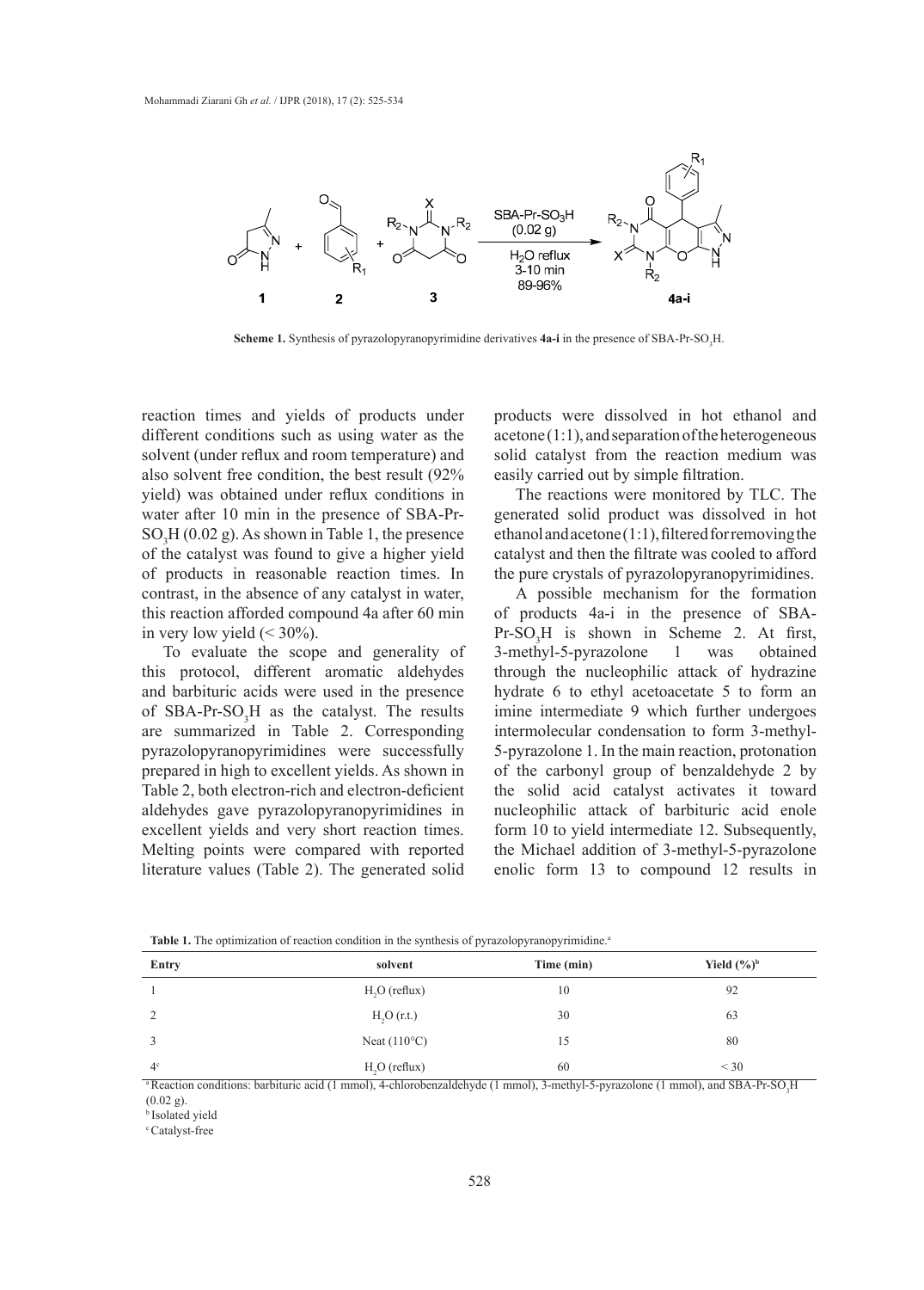**Scheme 1.** Synthesis of pyrazolopyranopyrimidine derivatives **4a-i** in the presence of SBA-Pr-$SO_3$H.

reaction times and yields of products under different conditions such as using water as the solvent (under reflux and room temperature) and also solvent free condition, the best result (92% yield) was obtained under reflux conditions in water after 10 min in the presence of SBA-Pr-$SO_3$H (0.02 g). As shown in Table 1, the presence of the catalyst was found to give a higher yield of products in reasonable reaction times. In contrast, in the absence of any catalyst in water, this reaction afforded compound 4a after 60 min in very low yield (< 30%).

To evaluate the scope and generality of this protocol, different aromatic aldehydes and barbituric acids were used in the presence of SBA-Pr-$SO_3$H as the catalyst. The results are summarized in Table 2. Corresponding pyrazolopyranopyrimidines were successfully prepared in high to excellent yields. As shown in Table 2, both electron-rich and electron-deficient aldehydes gave pyrazolopyranopyrimidines in excellent yields and very short reaction times. Melting points were compared with reported literature values (Table 2). The generated solid products were dissolved in hot ethanol and acetone (1:1), and separation of the heterogeneous solid catalyst from the reaction medium was easily carried out by simple filtration.

The reactions were monitored by TLC. The generated solid product was dissolved in hot ethanol and acetone (1:1), filtered for removing the catalyst and then the filtrate was cooled to afford the pure crystals of pyrazolopyranopyrimidines.

A possible mechanism for the formation of products 4a-i in the presence of SBA-Pr-$SO_3$H is shown in Scheme 2. At first, 3-methyl-5-pyrazolone 1 was obtained through the nucleophilic attack of hydrazine hydrate 6 to ethyl acetoacetate 5 to form an imine intermediate 9 which further undergoes intermolecular condensation to form 3-methyl-5-pyrazolone 1. In the main reaction, protonation of the carbonyl group of benzaldehyde 2 by the solid acid catalyst activates it toward nucleophilic attack of barbituric acid enole form 10 to yield intermediate 12. Subsequently, the Michael addition of 3-methyl-5-pyrazolone enolic form 13 to compound 12 results in

**Table 1.** The optimization of reaction condition in the synthesis of pyrazolopyranopyrimidine.[a]

| Entry | solvent | Time (min) | Yield (%)[b] |
|---|---|---|---|
| 1 | $H_2O$ (reflux) | 10 | 92 |
| 2 | $H_2O$ (r.t.) | 30 | 63 |
| 3 | Neat (110°C) | 15 | 80 |
| 4[c] | $H_2O$ (reflux) | 60 | < 30 |

[a] Reaction conditions: barbituric acid (1 mmol), 4-chlorobenzaldehyde (1 mmol), 3-methyl-5-pyrazolone (1 mmol), and SBA-Pr-$SO_3$H (0.02 g).

[b] Isolated yield

[c] Catalyst-free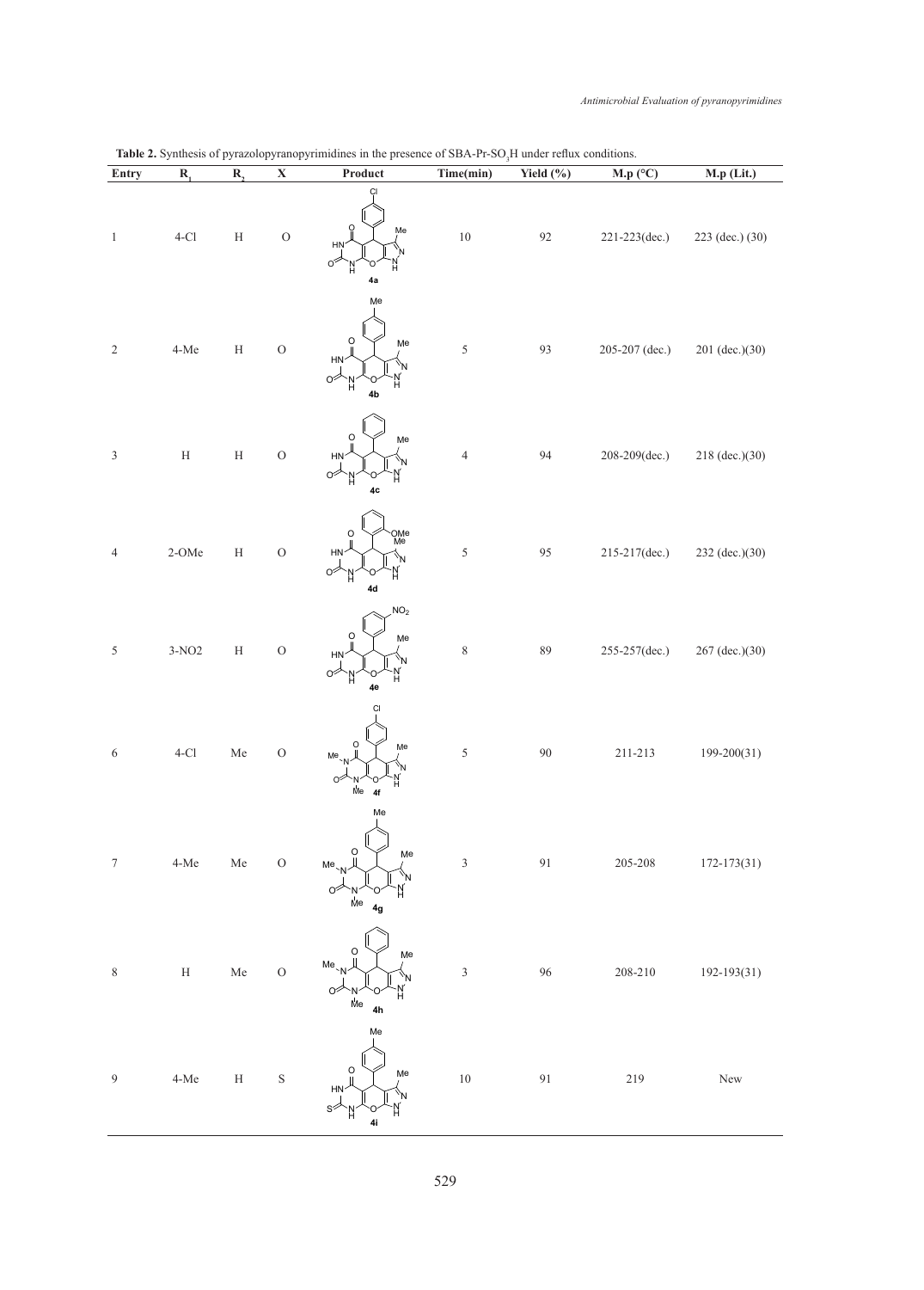**Table 2.** Synthesis of pyrazolopyranopyrimidines in the presence of SBA-Pr-$SO_3H$ under reflux conditions.

| Entry | $R_1$ | $R_2$ | X | Product | Time(min) | Yield (%) | M.p (°C) | M.p (Lit.) |
|---|---|---|---|---|---|---|---|---|
| 1 | 4-Cl | H | O | 4a | 10 | 92 | 221-223(dec.) | 223 (dec.) (30) |
| 2 | 4-Me | H | O | 4b | 5 | 93 | 205-207 (dec.) | 201 (dec.)(30) |
| 3 | H | H | O | 4c | 4 | 94 | 208-209(dec.) | 218 (dec.)(30) |
| 4 | 2-OMe | H | O | 4d | 5 | 95 | 215-217(dec.) | 232 (dec.)(30) |
| 5 | 3-NO2 | H | O | 4e | 8 | 89 | 255-257(dec.) | 267 (dec.)(30) |
| 6 | 4-Cl | Me | O | 4f | 5 | 90 | 211-213 | 199-200(31) |
| 7 | 4-Me | Me | O | 4g | 3 | 91 | 205-208 | 172-173(31) |
| 8 | H | Me | O | 4h | 3 | 96 | 208-210 | 192-193(31) |
| 9 | 4-Me | H | S | 4i | 10 | 91 | 219 | New |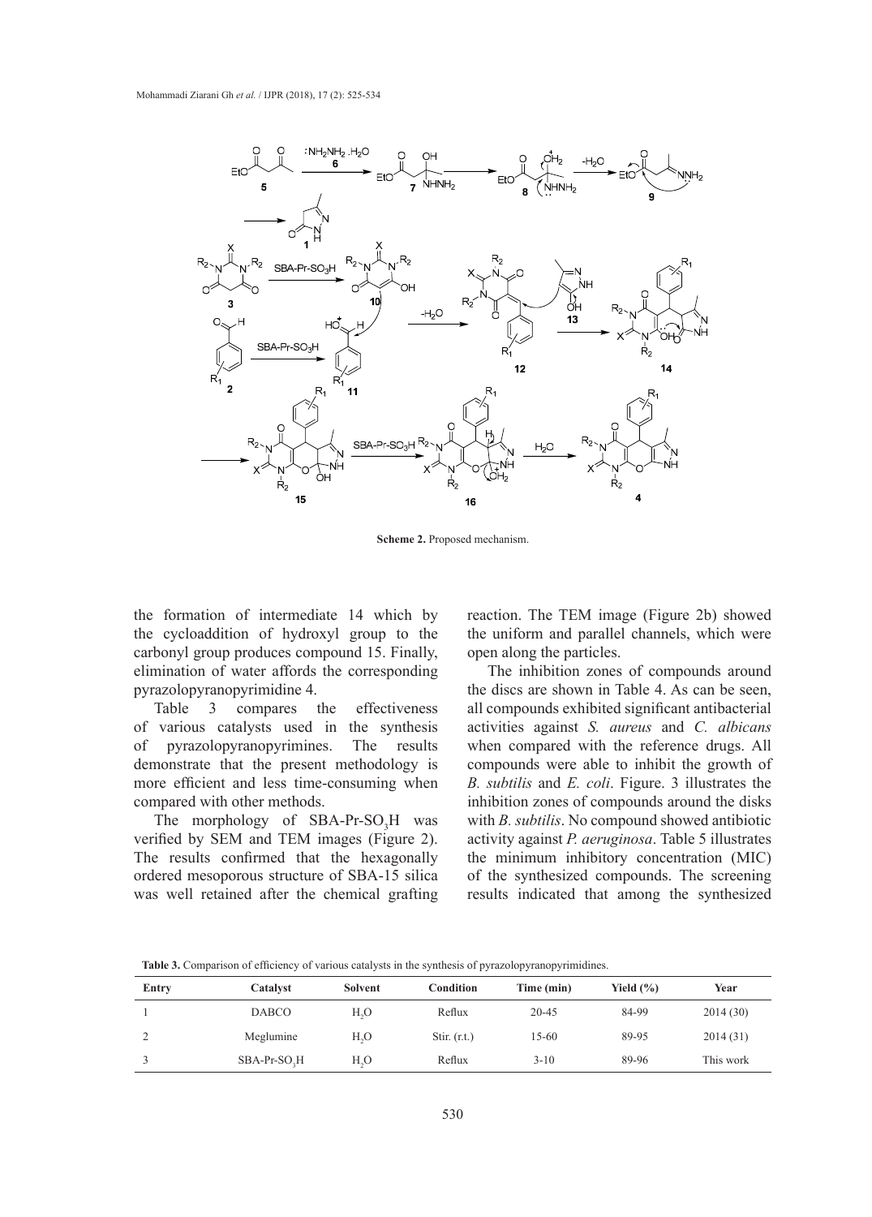Scheme 2. Proposed mechanism.

the formation of intermediate 14 which by the cycloaddition of hydroxyl group to the carbonyl group produces compound 15. Finally, elimination of water affords the corresponding pyrazolopyranopyrimidine 4.

Table 3 compares the effectiveness of various catalysts used in the synthesis of pyrazolopyranopyrimines. The results demonstrate that the present methodology is more efficient and less time-consuming when compared with other methods.

The morphology of SBA-Pr-$SO_3$H was verified by SEM and TEM images (Figure 2). The results confirmed that the hexagonally ordered mesoporous structure of SBA-15 silica was well retained after the chemical grafting reaction. The TEM image (Figure 2b) showed the uniform and parallel channels, which were open along the particles.

The inhibition zones of compounds around the discs are shown in Table 4. As can be seen, all compounds exhibited significant antibacterial activities against *S. aureus* and *C. albicans* when compared with the reference drugs. All compounds were able to inhibit the growth of *B. subtilis* and *E. coli*. Figure. 3 illustrates the inhibition zones of compounds around the disks with *B. subtilis*. No compound showed antibiotic activity against *P. aeruginosa*. Table 5 illustrates the minimum inhibitory concentration (MIC) of the synthesized compounds. The screening results indicated that among the synthesized

**Table 3.** Comparison of efficiency of various catalysts in the synthesis of pyrazolopyranopyrimidines.

| Entry | Catalyst | Solvent | Condition | Time (min) | Yield (%) | Year |
|---|---|---|---|---|---|---|
| 1 | DABCO | $H_2O$ | Reflux | 20-45 | 84-99 | 2014 (30) |
| 2 | Meglumine | $H_2O$ | Stir. (r.t.) | 15-60 | 89-95 | 2014 (31) |
| 3 | SBA-Pr-$SO_3$H | $H_2O$ | Reflux | 3-10 | 89-96 | This work |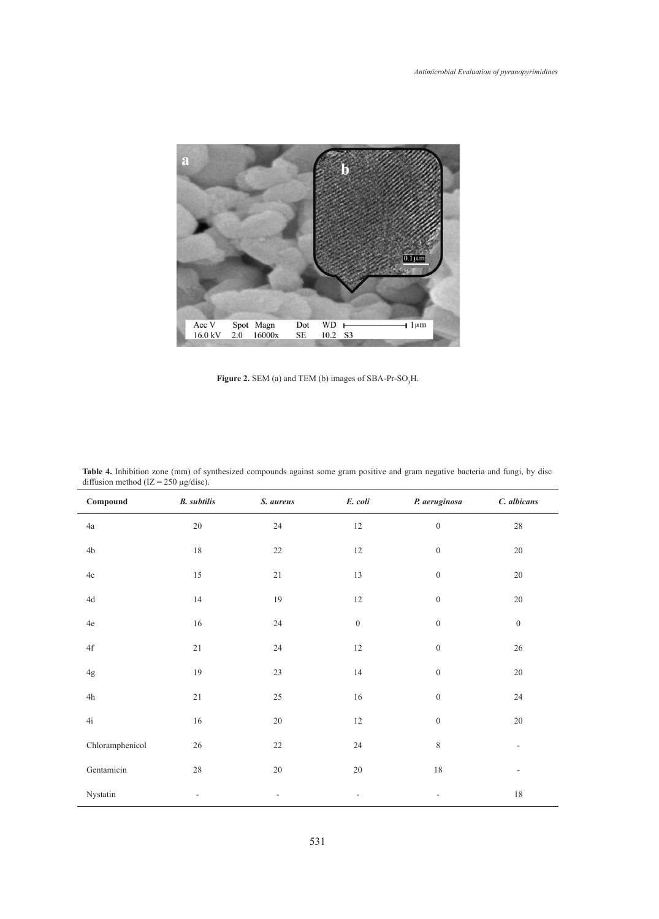**Figure 2.** SEM (a) and TEM (b) images of SBA-Pr-$SO_3$H.

**Table 4.** Inhibition zone (mm) of synthesized compounds against some gram positive and gram negative bacteria and fungi, by disc diffusion method (IZ = 250 μg/disc).

| Compound | *B. subtilis* | *S. aureus* | *E. coli* | *P. aeruginosa* | *C. albicans* |
|---|---|---|---|---|---|
| 4a | 20 | 24 | 12 | 0 | 28 |
| 4b | 18 | 22 | 12 | 0 | 20 |
| 4c | 15 | 21 | 13 | 0 | 20 |
| 4d | 14 | 19 | 12 | 0 | 20 |
| 4e | 16 | 24 | 0 | 0 | 0 |
| 4f | 21 | 24 | 12 | 0 | 26 |
| 4g | 19 | 23 | 14 | 0 | 20 |
| 4h | 21 | 25 | 16 | 0 | 24 |
| 4i | 16 | 20 | 12 | 0 | 20 |
| Chloramphenicol | 26 | 22 | 24 | 8 | - |
| Gentamicin | 28 | 20 | 20 | 18 | - |
| Nystatin | - | - | - | - | 18 |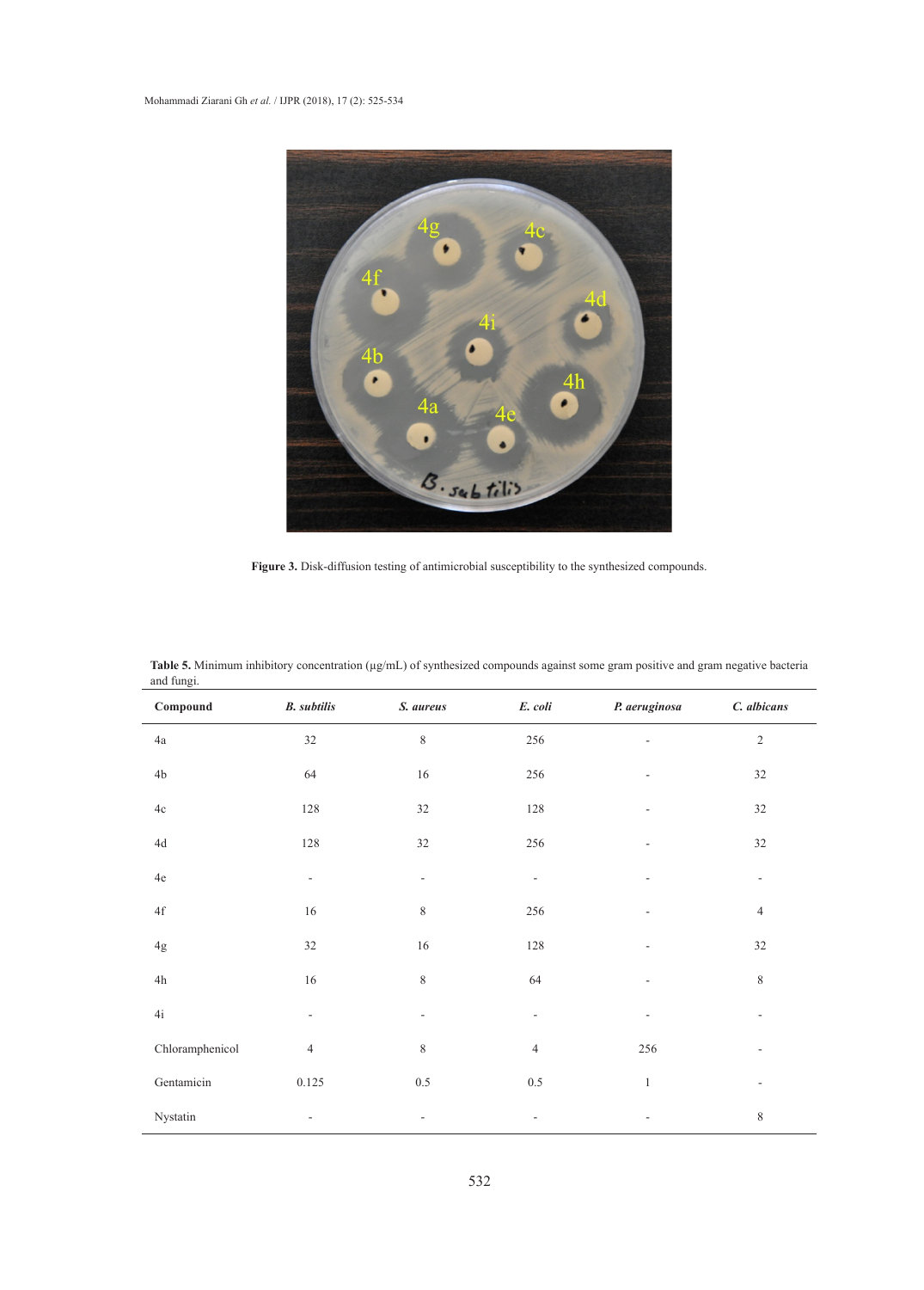Figure 3. Disk-diffusion testing of antimicrobial susceptibility to the synthesized compounds.

**Table 5.** Minimum inhibitory concentration (μg/mL) of synthesized compounds against some gram positive and gram negative bacteria and fungi.

| Compound | *B. subtilis* | *S. aureus* | *E. coli* | *P. aeruginosa* | *C. albicans* |
|---|---|---|---|---|---|
| 4a | 32 | 8 | 256 | - | 2 |
| 4b | 64 | 16 | 256 | - | 32 |
| 4c | 128 | 32 | 128 | - | 32 |
| 4d | 128 | 32 | 256 | - | 32 |
| 4e | - | - | - | - | - |
| 4f | 16 | 8 | 256 | - | 4 |
| 4g | 32 | 16 | 128 | - | 32 |
| 4h | 16 | 8 | 64 | - | 8 |
| 4i | - | - | - | - | - |
| Chloramphenicol | 4 | 8 | 4 | 256 | - |
| Gentamicin | 0.125 | 0.5 | 0.5 | 1 | - |
| Nystatin | - | - | - | - | 8 |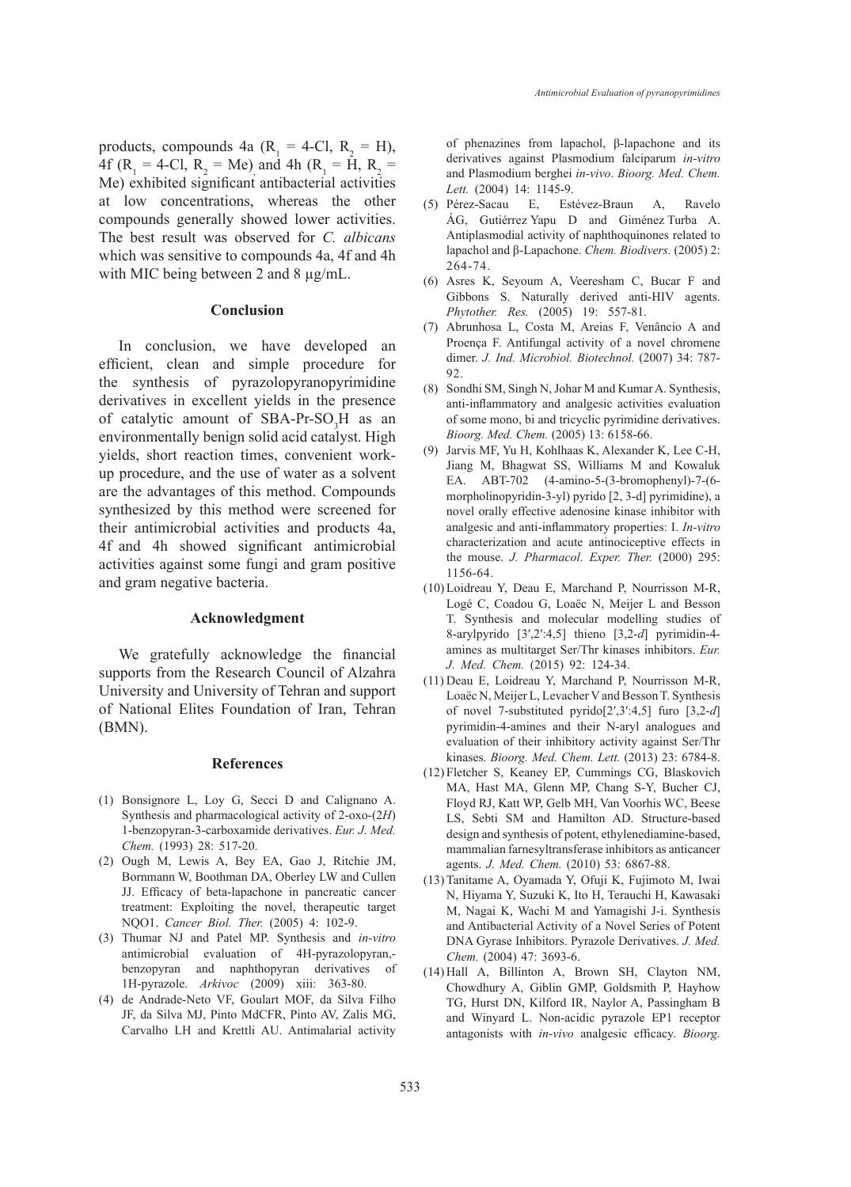products, compounds 4a ($R_1$ = 4-Cl, $R_2$ = H), 4f ($R_1$ = 4-Cl, $R_2$ = Me) and 4h ($R_1$ = H, $R_2$ = Me) exhibited significant antibacterial activities at low concentrations, whereas the other compounds generally showed lower activities. The best result was observed for *C. albicans* which was sensitive to compounds 4a, 4f and 4h with MIC being between 2 and 8 µg/mL.

## Conclusion

In conclusion, we have developed an efficient, clean and simple procedure for the synthesis of pyrazolopyranopyrimidine derivatives in excellent yields in the presence of catalytic amount of SBA-Pr-$SO_3H$ as an environmentally benign solid acid catalyst. High yields, short reaction times, convenient work-up procedure, and the use of water as a solvent are the advantages of this method. Compounds synthesized by this method were screened for their antimicrobial activities and products 4a, 4f and 4h showed significant antimicrobial activities against some fungi and gram positive and gram negative bacteria.

## Acknowledgment

We gratefully acknowledge the financial supports from the Research Council of Alzahra University and University of Tehran and support of National Elites Foundation of Iran, Tehran (BMN).

## References

(1) Bonsignore L, Loy G, Secci D and Calignano A. Synthesis and pharmacological activity of 2-oxo-(2*H*) 1-benzopyran-3-carboxamide derivatives. *Eur. J. Med. Chem.* (1993) 28: 517-20.

(2) Ough M, Lewis A, Bey EA, Gao J, Ritchie JM, Bornmann W, Boothman DA, Oberley LW and Cullen JJ. Efficacy of beta-lapachone in pancreatic cancer treatment: Exploiting the novel, therapeutic target NQO1. *Cancer Biol. Ther.* (2005) 4: 102-9.

(3) Thumar NJ and Patel MP. Synthesis and *in-vitro* antimicrobial evaluation of 4H-pyrazolopyran,-benzopyran and naphthopyran derivatives of 1H-pyrazole. *Arkivoc* (2009) xiii: 363-80.

(4) de Andrade-Neto VF, Goulart MOF, da Silva Filho JF, da Silva MJ, Pinto MdCFR, Pinto AV, Zalis MG, Carvalho LH and Krettli AU. Antimalarial activity of phenazines from lapachol, β-lapachone and its derivatives against Plasmodium falciparum *in-vitro* and Plasmodium berghei *in-vivo*. *Bioorg. Med. Chem. Lett.* (2004) 14: 1145-9.

(5) Pérez-Sacau E, Estévez-Braun A, Ravelo ÁG, Gutiérrez Yapu D and Giménez Turba A. Antiplasmodial activity of naphthoquinones related to lapachol and β-Lapachone. *Chem. Biodivers.* (2005) 2: 264-74.

(6) Asres K, Seyoum A, Veeresham C, Bucar F and Gibbons S. Naturally derived anti-HIV agents. *Phytother. Res.* (2005) 19: 557-81.

(7) Abrunhosa L, Costa M, Areias F, Venâncio A and Proença F. Antifungal activity of a novel chromene dimer. *J. Ind. Microbiol. Biotechnol.* (2007) 34: 787-92.

(8) Sondhi SM, Singh N, Johar M and Kumar A. Synthesis, anti-inflammatory and analgesic activities evaluation of some mono, bi and tricyclic pyrimidine derivatives. *Bioorg. Med. Chem.* (2005) 13: 6158-66.

(9) Jarvis MF, Yu H, Kohlhaas K, Alexander K, Lee C-H, Jiang M, Bhagwat SS, Williams M and Kowaluk EA. ABT-702 (4-amino-5-(3-bromophenyl)-7-(6-morpholinopyridin-3-yl) pyrido [2, 3-d] pyrimidine), a novel orally effective adenosine kinase inhibitor with analgesic and anti-inflammatory properties: I. *In-vitro* characterization and acute antinociceptive effects in the mouse. *J. Pharmacol. Exper. Ther.* (2000) 295: 1156-64.

(10) Loidreau Y, Deau E, Marchand P, Nourrisson M-R, Logé C, Coadou G, Loaëc N, Meijer L and Besson T. Synthesis and molecular modelling studies of 8-arylpyrido [3′,2′:4,5] thieno [3,2-*d*] pyrimidin-4-amines as multitarget Ser/Thr kinases inhibitors. *Eur. J. Med. Chem.* (2015) 92: 124-34.

(11) Deau E, Loidreau Y, Marchand P, Nourrisson M-R, Loaëc N, Meijer L, Levacher V and Besson T. Synthesis of novel 7-substituted pyrido[2′,3′:4,5] furo [3,2-*d*] pyrimidin-4-amines and their N-aryl analogues and evaluation of their inhibitory activity against Ser/Thr kinases. *Bioorg. Med. Chem. Lett.* (2013) 23: 6784-8.

(12) Fletcher S, Keaney EP, Cummings CG, Blaskovich MA, Hast MA, Glenn MP, Chang S-Y, Bucher CJ, Floyd RJ, Katt WP, Gelb MH, Van Voorhis WC, Beese LS, Sebti SM and Hamilton AD. Structure-based design and synthesis of potent, ethylenediamine-based, mammalian farnesyltransferase inhibitors as anticancer agents. *J. Med. Chem.* (2010) 53: 6867-88.

(13) Tanitame A, Oyamada Y, Ofuji K, Fujimoto M, Iwai N, Hiyama Y, Suzuki K, Ito H, Terauchi H, Kawasaki M, Nagai K, Wachi M and Yamagishi J-i. Synthesis and Antibacterial Activity of a Novel Series of Potent DNA Gyrase Inhibitors. Pyrazole Derivatives. *J. Med. Chem.* (2004) 47: 3693-6.

(14) Hall A, Billinton A, Brown SH, Clayton NM, Chowdhury A, Giblin GMP, Goldsmith P, Hayhow TG, Hurst DN, Kilford IR, Naylor A, Passingham B and Winyard L. Non-acidic pyrazole EP1 receptor antagonists with *in-vivo* analgesic efficacy. *Bioorg.*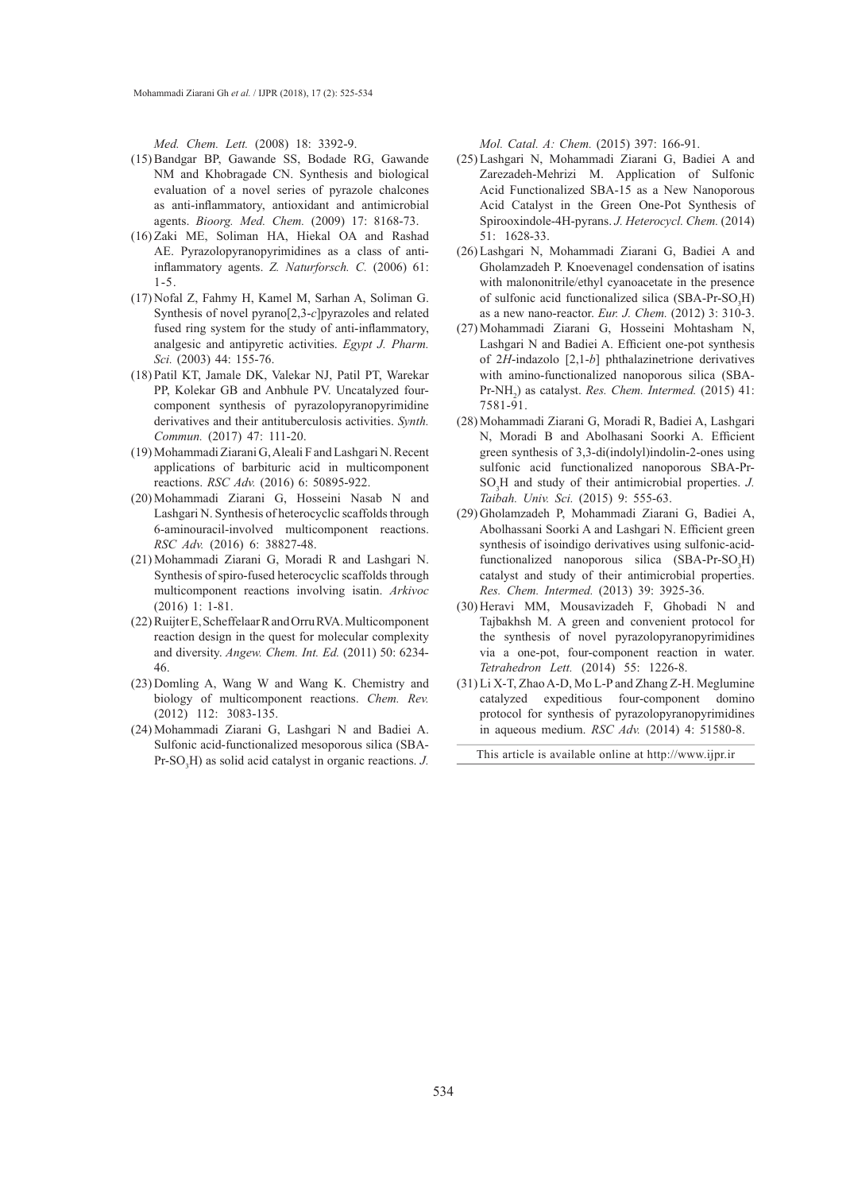*Med. Chem. Lett.* (2008) 18: 3392-9.

(15) Bandgar BP, Gawande SS, Bodade RG, Gawande NM and Khobragade CN. Synthesis and biological evaluation of a novel series of pyrazole chalcones as anti-inflammatory, antioxidant and antimicrobial agents. *Bioorg. Med. Chem.* (2009) 17: 8168-73.

(16) Zaki ME, Soliman HA, Hiekal OA and Rashad AE. Pyrazolopyranopyrimidines as a class of anti-inflammatory agents. *Z. Naturforsch. C.* (2006) 61: 1-5.

(17) Nofal Z, Fahmy H, Kamel M, Sarhan A, Soliman G. Synthesis of novel pyrano[2,3-*c*]pyrazoles and related fused ring system for the study of anti-inflammatory, analgesic and antipyretic activities. *Egypt J. Pharm. Sci.* (2003) 44: 155-76.

(18) Patil KT, Jamale DK, Valekar NJ, Patil PT, Warekar PP, Kolekar GB and Anbhule PV. Uncatalyzed four-component synthesis of pyrazolopyranopyrimidine derivatives and their antituberculosis activities. *Synth. Commun.* (2017) 47: 111-20.

(19) Mohammadi Ziarani G, Aleali F and Lashgari N. Recent applications of barbituric acid in multicomponent reactions. *RSC Adv.* (2016) 6: 50895-922.

(20) Mohammadi Ziarani G, Hosseini Nasab N and Lashgari N. Synthesis of heterocyclic scaffolds through 6-aminouracil-involved multicomponent reactions. *RSC Adv.* (2016) 6: 38827-48.

(21) Mohammadi Ziarani G, Moradi R and Lashgari N. Synthesis of spiro-fused heterocyclic scaffolds through multicomponent reactions involving isatin. *Arkivoc* (2016) 1: 1-81.

(22) Ruijter E, Scheffelaar R and Orru RVA. Multicomponent reaction design in the quest for molecular complexity and diversity. *Angew. Chem. Int. Ed.* (2011) 50: 6234-46.

(23) Domling A, Wang W and Wang K. Chemistry and biology of multicomponent reactions. *Chem. Rev.* (2012) 112: 3083-135.

(24) Mohammadi Ziarani G, Lashgari N and Badiei A. Sulfonic acid-functionalized mesoporous silica (SBA-Pr-$SO_3$H) as solid acid catalyst in organic reactions. *J. Mol. Catal. A: Chem.* (2015) 397: 166-91.

(25) Lashgari N, Mohammadi Ziarani G, Badiei A and Zarezadeh-Mehrizi M. Application of Sulfonic Acid Functionalized SBA-15 as a New Nanoporous Acid Catalyst in the Green One-Pot Synthesis of Spirooxindole-4H-pyrans. *J. Heterocycl. Chem.* (2014) 51: 1628-33.

(26) Lashgari N, Mohammadi Ziarani G, Badiei A and Gholamzadeh P. Knoevenagel condensation of isatins with malononitrile/ethyl cyanoacetate in the presence of sulfonic acid functionalized silica (SBA-Pr-$SO_3$H) as a new nano-reactor. *Eur. J. Chem.* (2012) 3: 310-3.

(27) Mohammadi Ziarani G, Hosseini Mohtasham N, Lashgari N and Badiei A. Efficient one-pot synthesis of 2*H*-indazolo [2,1-*b*] phthalazinetrione derivatives with amino-functionalized nanoporous silica (SBA-Pr-$NH_2$) as catalyst. *Res. Chem. Intermed.* (2015) 41: 7581-91.

(28) Mohammadi Ziarani G, Moradi R, Badiei A, Lashgari N, Moradi B and Abolhasani Soorki A. Efficient green synthesis of 3,3-di(indolyl)indolin-2-ones using sulfonic acid functionalized nanoporous SBA-Pr-$SO_3$H and study of their antimicrobial properties. *J. Taibah. Univ. Sci.* (2015) 9: 555-63.

(29) Gholamzadeh P, Mohammadi Ziarani G, Badiei A, Abolhassani Soorki A and Lashgari N. Efficient green synthesis of isoindigo derivatives using sulfonic-acid-functionalized nanoporous silica (SBA-Pr-$SO_3$H) catalyst and study of their antimicrobial properties. *Res. Chem. Intermed.* (2013) 39: 3925-36.

(30) Heravi MM, Mousavizadeh F, Ghobadi N and Tajbakhsh M. A green and convenient protocol for the synthesis of novel pyrazolopyranopyrimidines via a one-pot, four-component reaction in water. *Tetrahedron Lett.* (2014) 55: 1226-8.

(31) Li X-T, Zhao A-D, Mo L-P and Zhang Z-H. Meglumine catalyzed expeditious four-component domino protocol for synthesis of pyrazolopyranopyrimidines in aqueous medium. *RSC Adv.* (2014) 4: 51580-8.

This article is available online at http://www.ijpr.ir